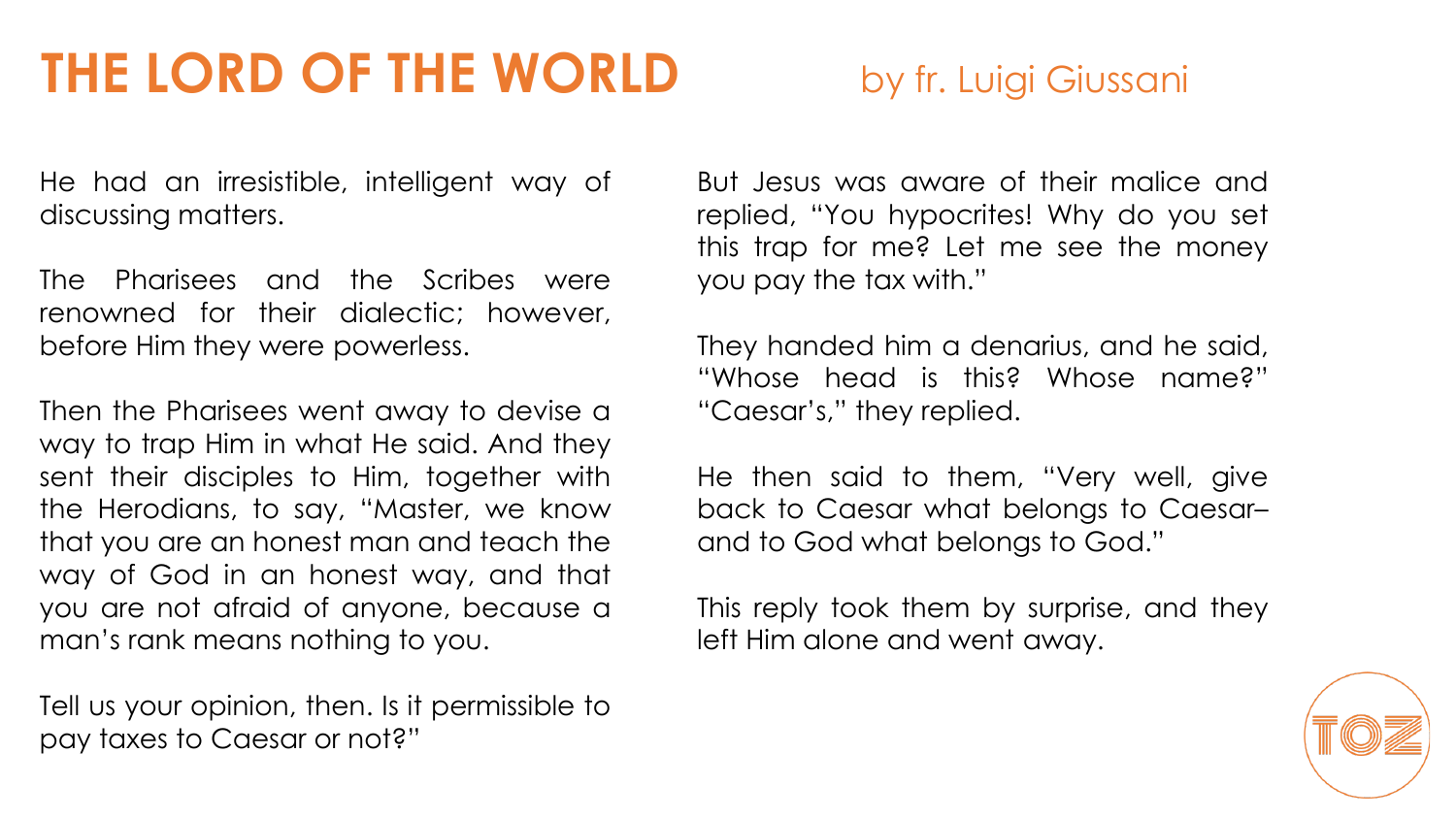# THE LORD OF THE WORLD

by fr. Luigi Giussani

He had an irresistible, intelligent way of discussing matters.

The Pharisees and the Scribes were renowned for their dialectic; however, before Him they were powerless.

Then the Pharisees went away to devise a way to trap Him in what He said. And they sent their disciples to Him, together with the Herodians, to say, "Master, we know that you are an honest man and teach the way of God in an honest way, and that you are not afraid of anyone, because a man's rank means nothing to you.

Tell us your opinion, then. Is it permissible to pay taxes to Caesar or not?"

But Jesus was aware of their malice and replied, "You hypocrites! Why do you set this trap for me? Let me see the money you pay the tax with."

They handed him a denarius, and he said, "Whose head is this? Whose name?" "Caesar's," they replied.

He then said to them, "Very well, give back to Caesar what belongs to Caesar– and to God what belongs to God."

This reply took them by surprise, and they left Him alone and went away.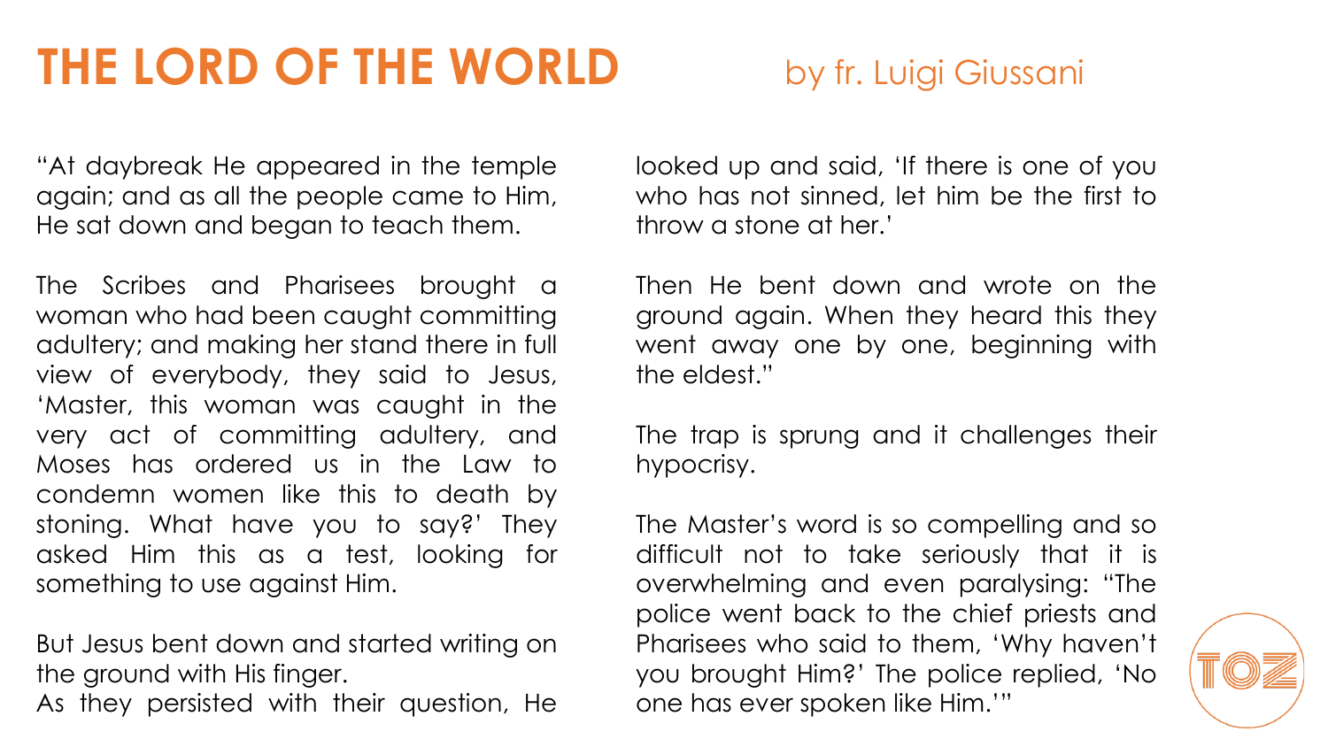# THE LORD OF THE WORLD

by fr. Luigi Giussani

"At daybreak He appeared in the temple again; and as all the people came to Him, He sat down and began to teach them.

The Scribes and Pharisees brought a woman who had been caught committing adultery; and making her stand there in full view of everybody, they said to Jesus, 'Master, this woman was caught in the very act of committing adultery, and Moses has ordered us in the Law to condemn women like this to death by stoning. What have you to say?' They asked Him this as a test, looking for something to use against Him.

But Jesus bent down and started writing on the ground with His finger.
As they persisted with their question, He looked up and said, 'If there is one of you who has not sinned, let him be the first to throw a stone at her.'

Then He bent down and wrote on the ground again. When they heard this they went away one by one, beginning with the eldest."

The trap is sprung and it challenges their hypocrisy.

The Master's word is so compelling and so difficult not to take seriously that it is overwhelming and even paralysing: "The police went back to the chief priests and Pharisees who said to them, 'Why haven't you brought Him?' The police replied, 'No one has ever spoken like Him.'"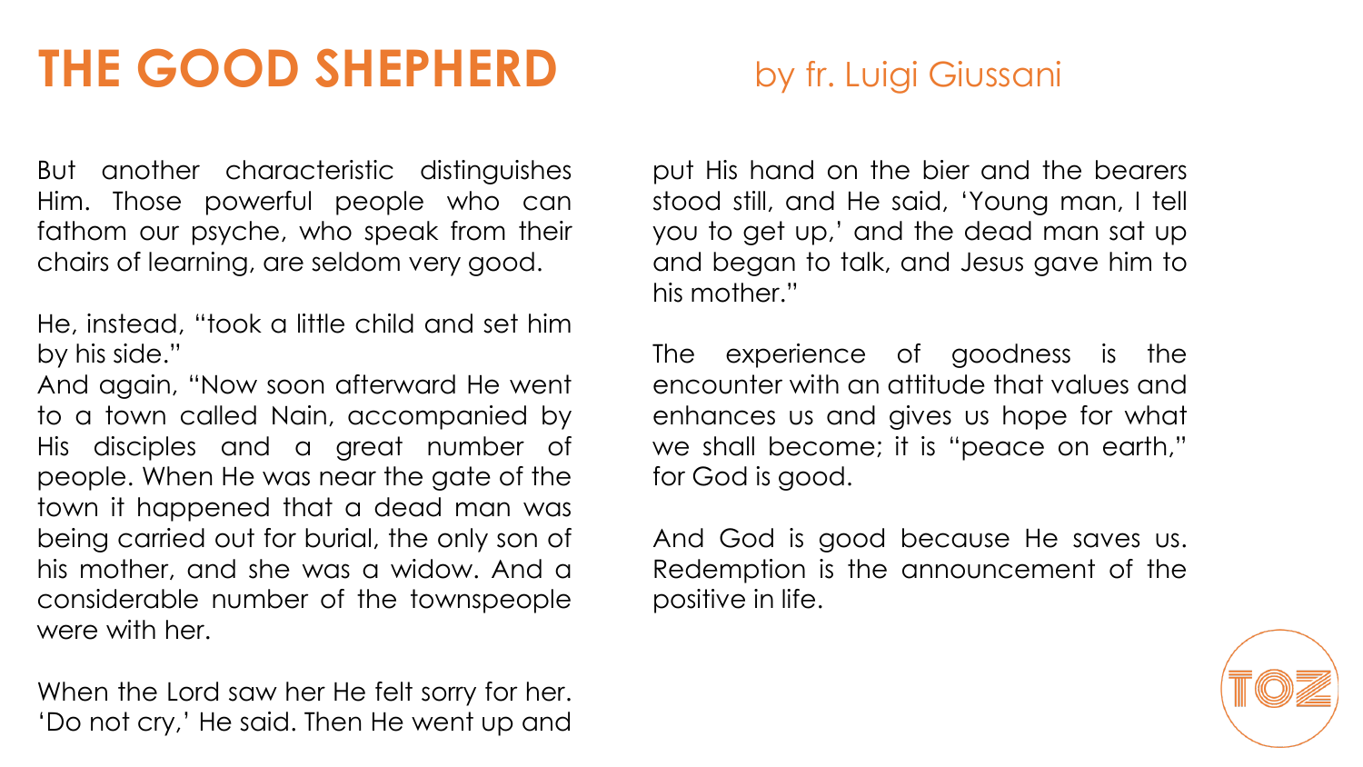# THE GOOD SHEPHERD

by fr. Luigi Giussani

But another characteristic distinguishes Him. Those powerful people who can fathom our psyche, who speak from their chairs of learning, are seldom very good.

He, instead, "took a little child and set him by his side."
And again, "Now soon afterward He went to a town called Nain, accompanied by His disciples and a great number of people. When He was near the gate of the town it happened that a dead man was being carried out for burial, the only son of his mother, and she was a widow. And a considerable number of the townspeople were with her.

When the Lord saw her He felt sorry for her. 'Do not cry,' He said. Then He went up and put His hand on the bier and the bearers stood still, and He said, 'Young man, I tell you to get up,' and the dead man sat up and began to talk, and Jesus gave him to his mother."

The experience of goodness is the encounter with an attitude that values and enhances us and gives us hope for what we shall become; it is "peace on earth," for God is good.

And God is good because He saves us. Redemption is the announcement of the positive in life.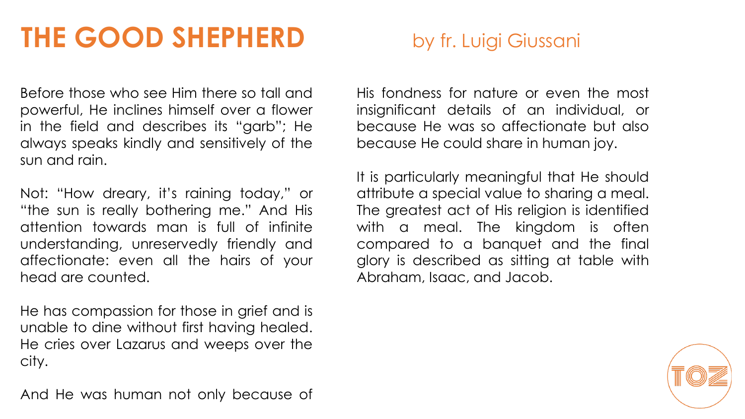# THE GOOD SHEPHERD

by fr. Luigi Giussani

Before those who see Him there so tall and powerful, He inclines himself over a flower in the field and describes its "garb"; He always speaks kindly and sensitively of the sun and rain.

Not: "How dreary, it's raining today," or "the sun is really bothering me." And His attention towards man is full of infinite understanding, unreservedly friendly and affectionate: even all the hairs of your head are counted.

He has compassion for those in grief and is unable to dine without first having healed. He cries over Lazarus and weeps over the city.

And He was human not only because of His fondness for nature or even the most insignificant details of an individual, or because He was so affectionate but also because He could share in human joy.

It is particularly meaningful that He should attribute a special value to sharing a meal. The greatest act of His religion is identified with a meal. The kingdom is often compared to a banquet and the final glory is described as sitting at table with Abraham, Isaac, and Jacob.